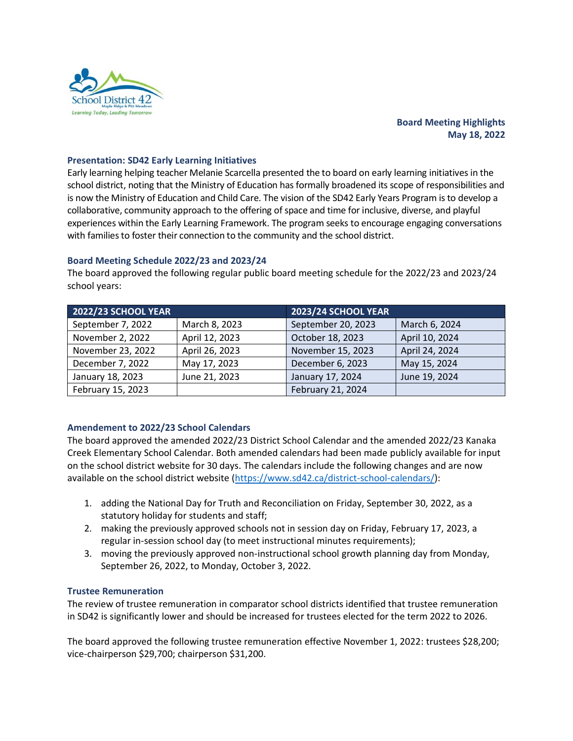**Board Meeting Highlights**
**May 18, 2022**

### Presentation: SD42 Early Learning Initiatives

Early learning helping teacher Melanie Scarcella presented the to board on early learning initiatives in the school district, noting that the Ministry of Education has formally broadened its scope of responsibilities and is now the Ministry of Education and Child Care. The vision of the SD42 Early Years Program is to develop a collaborative, community approach to the offering of space and time for inclusive, diverse, and playful experiences within the Early Learning Framework. The program seeks to encourage engaging conversations with families to foster their connection to the community and the school district.

### Board Meeting Schedule 2022/23 and 2023/24

The board approved the following regular public board meeting schedule for the 2022/23 and 2023/24 school years:

| 2022/23 SCHOOL YEAR | | 2023/24 SCHOOL YEAR | |
|---|---|---|---|
| September 7, 2022 | March 8, 2023 | September 20, 2023 | March 6, 2024 |
| November 2, 2022 | April 12, 2023 | October 18, 2023 | April 10, 2024 |
| November 23, 2022 | April 26, 2023 | November 15, 2023 | April 24, 2024 |
| December 7, 2022 | May 17, 2023 | December 6, 2023 | May 15, 2024 |
| January 18, 2023 | June 21, 2023 | January 17, 2024 | June 19, 2024 |
| February 15, 2023 | | February 21, 2024 | |

### Amendement to 2022/23 School Calendars

The board approved the amended 2022/23 District School Calendar and the amended 2022/23 Kanaka Creek Elementary School Calendar. Both amended calendars had been made publicly available for input on the school district website for 30 days. The calendars include the following changes and are now available on the school district website (https://www.sd42.ca/district-school-calendars/):

1. adding the National Day for Truth and Reconciliation on Friday, September 30, 2022, as a statutory holiday for students and staff;
2. making the previously approved schools not in session day on Friday, February 17, 2023, a regular in-session school day (to meet instructional minutes requirements);
3. moving the previously approved non-instructional school growth planning day from Monday, September 26, 2022, to Monday, October 3, 2022.

### Trustee Remuneration

The review of trustee remuneration in comparator school districts identified that trustee remuneration in SD42 is significantly lower and should be increased for trustees elected for the term 2022 to 2026.

The board approved the following trustee remuneration effective November 1, 2022: trustees $28,200; vice-chairperson $29,700; chairperson $31,200.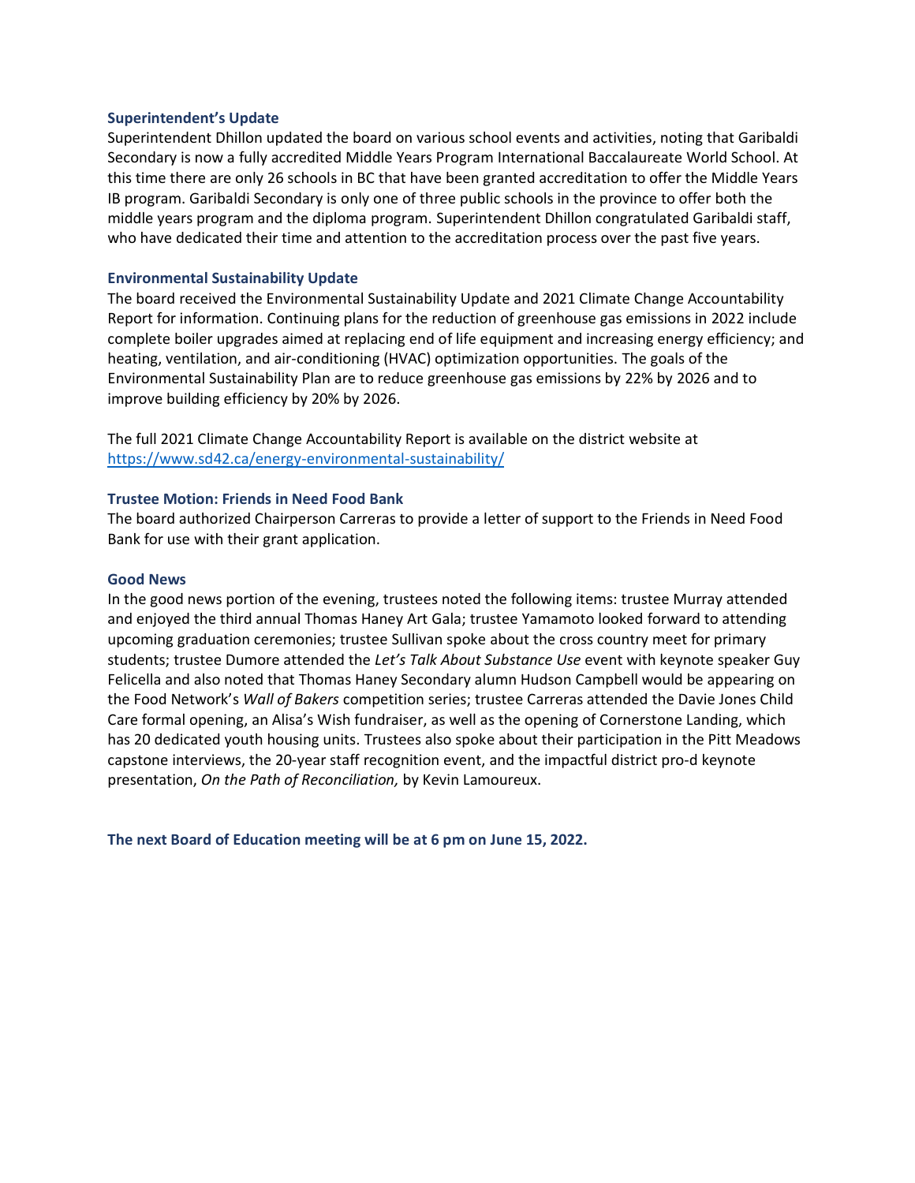### Superintendent's Update

Superintendent Dhillon updated the board on various school events and activities, noting that Garibaldi Secondary is now a fully accredited Middle Years Program International Baccalaureate World School. At this time there are only 26 schools in BC that have been granted accreditation to offer the Middle Years IB program. Garibaldi Secondary is only one of three public schools in the province to offer both the middle years program and the diploma program. Superintendent Dhillon congratulated Garibaldi staff, who have dedicated their time and attention to the accreditation process over the past five years.

### Environmental Sustainability Update

The board received the Environmental Sustainability Update and 2021 Climate Change Accountability Report for information. Continuing plans for the reduction of greenhouse gas emissions in 2022 include complete boiler upgrades aimed at replacing end of life equipment and increasing energy efficiency; and heating, ventilation, and air-conditioning (HVAC) optimization opportunities. The goals of the Environmental Sustainability Plan are to reduce greenhouse gas emissions by 22% by 2026 and to improve building efficiency by 20% by 2026.

The full 2021 Climate Change Accountability Report is available on the district website at [https://www.sd42.ca/energy-environmental-sustainability/](https://www.sd42.ca/energy-environmental-sustainability/)

### Trustee Motion: Friends in Need Food Bank

The board authorized Chairperson Carreras to provide a letter of support to the Friends in Need Food Bank for use with their grant application.

### Good News

In the good news portion of the evening, trustees noted the following items: trustee Murray attended and enjoyed the third annual Thomas Haney Art Gala; trustee Yamamoto looked forward to attending upcoming graduation ceremonies; trustee Sullivan spoke about the cross country meet for primary students; trustee Dumore attended the *Let's Talk About Substance Use* event with keynote speaker Guy Felicella and also noted that Thomas Haney Secondary alumn Hudson Campbell would be appearing on the Food Network's *Wall of Bakers* competition series; trustee Carreras attended the Davie Jones Child Care formal opening, an Alisa's Wish fundraiser, as well as the opening of Cornerstone Landing, which has 20 dedicated youth housing units. Trustees also spoke about their participation in the Pitt Meadows capstone interviews, the 20-year staff recognition event, and the impactful district pro-d keynote presentation, *On the Path of Reconciliation,* by Kevin Lamoureux.

**The next Board of Education meeting will be at 6 pm on June 15, 2022.**